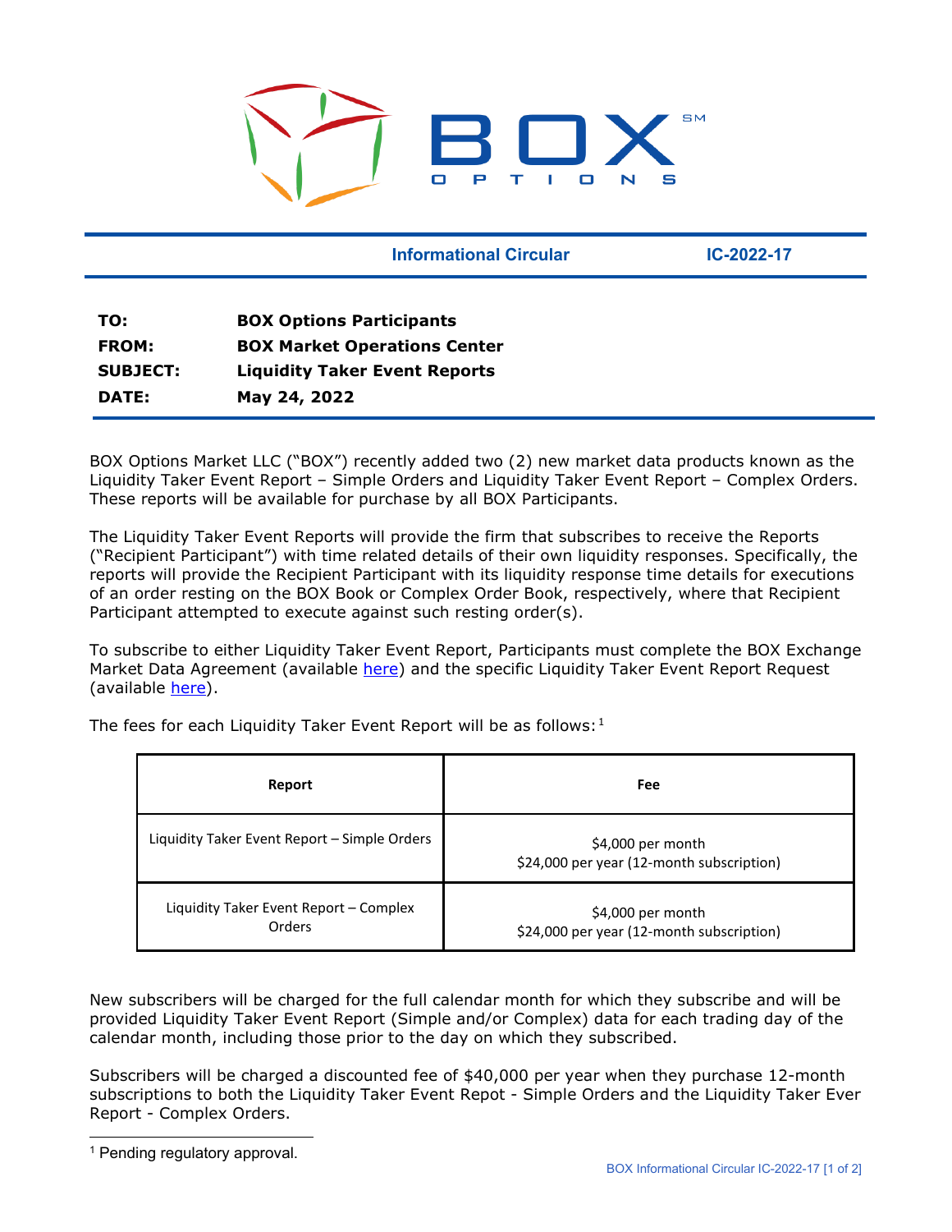BOX OPTIONS

**Informational Circular** **IC-2022-17**

**TO:** **BOX Options Participants**
**FROM:** **BOX Market Operations Center**
**SUBJECT:** **Liquidity Taker Event Reports**
**DATE:** **May 24, 2022**

BOX Options Market LLC ("BOX") recently added two (2) new market data products known as the Liquidity Taker Event Report – Simple Orders and Liquidity Taker Event Report – Complex Orders. These reports will be available for purchase by all BOX Participants.

The Liquidity Taker Event Reports will provide the firm that subscribes to receive the Reports ("Recipient Participant") with time related details of their own liquidity responses. Specifically, the reports will provide the Recipient Participant with its liquidity response time details for executions of an order resting on the BOX Book or Complex Order Book, respectively, where that Recipient Participant attempted to execute against such resting order(s).

To subscribe to either Liquidity Taker Event Report, Participants must complete the BOX Exchange Market Data Agreement (available here) and the specific Liquidity Taker Event Report Request (available here).

The fees for each Liquidity Taker Event Report will be as follows:[1]

| Report | Fee |
|---|---|
| Liquidity Taker Event Report – Simple Orders | $4,000 per month<br>$24,000 per year (12-month subscription) |
| Liquidity Taker Event Report – Complex Orders | $4,000 per month<br>$24,000 per year (12-month subscription) |

New subscribers will be charged for the full calendar month for which they subscribe and will be provided Liquidity Taker Event Report (Simple and/or Complex) data for each trading day of the calendar month, including those prior to the day on which they subscribed.

Subscribers will be charged a discounted fee of $40,000 per year when they purchase 12-month subscriptions to both the Liquidity Taker Event Repot - Simple Orders and the Liquidity Taker Ever Report - Complex Orders.

[1] Pending regulatory approval.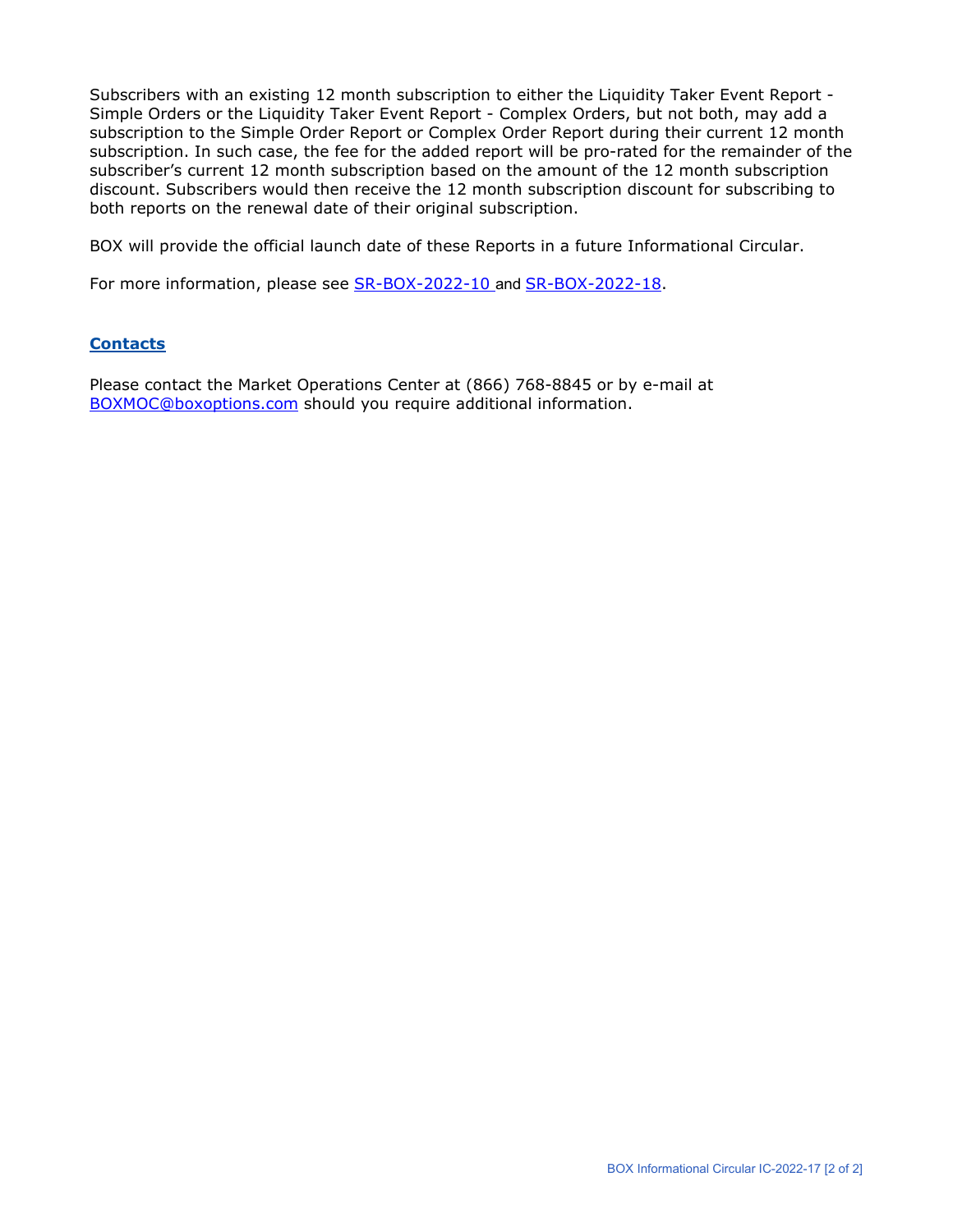Subscribers with an existing 12 month subscription to either the Liquidity Taker Event Report - Simple Orders or the Liquidity Taker Event Report - Complex Orders, but not both, may add a subscription to the Simple Order Report or Complex Order Report during their current 12 month subscription. In such case, the fee for the added report will be pro-rated for the remainder of the subscriber's current 12 month subscription based on the amount of the 12 month subscription discount. Subscribers would then receive the 12 month subscription discount for subscribing to both reports on the renewal date of their original subscription.

BOX will provide the official launch date of these Reports in a future Informational Circular.

For more information, please see SR-BOX-2022-10 and SR-BOX-2022-18.

## **Contacts**

Please contact the Market Operations Center at (866) 768-8845 or by e-mail at BOXMOC@boxoptions.com should you require additional information.